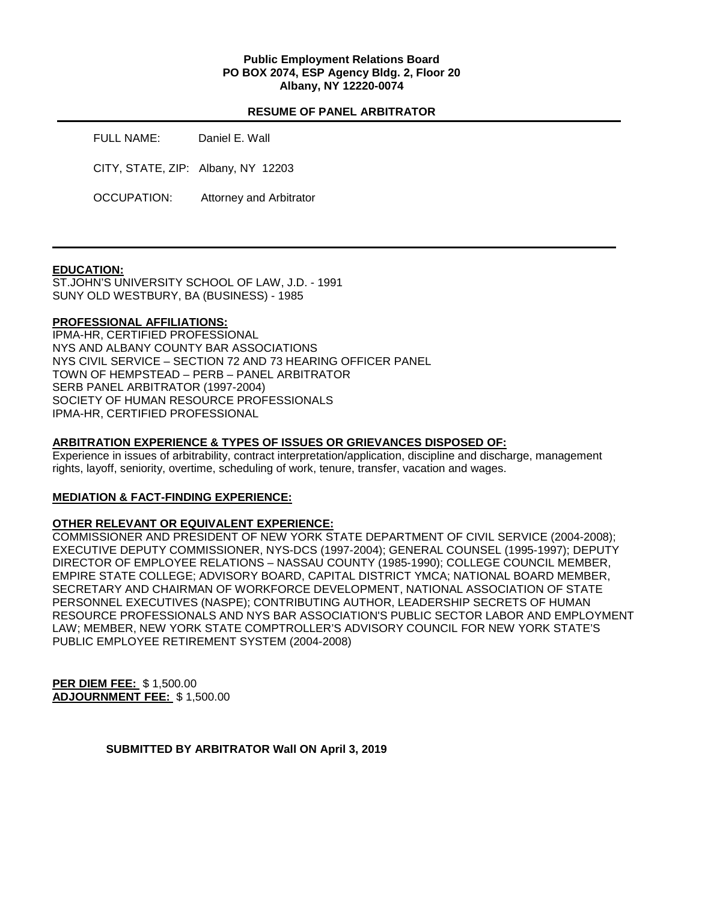**Public Employment Relations Board**
**PO BOX 2074, ESP Agency Bldg. 2, Floor 20**
**Albany, NY 12220-0074**

**RESUME OF PANEL ARBITRATOR**

FULL NAME: Daniel E. Wall

CITY, STATE, ZIP: Albany, NY 12203

OCCUPATION: Attorney and Arbitrator

---

**EDUCATION:**

ST.JOHN'S UNIVERSITY SCHOOL OF LAW, J.D. - 1991
SUNY OLD WESTBURY, BA (BUSINESS) - 1985

**PROFESSIONAL AFFILIATIONS:**

IPMA-HR, CERTIFIED PROFESSIONAL
NYS AND ALBANY COUNTY BAR ASSOCIATIONS
NYS CIVIL SERVICE – SECTION 72 AND 73 HEARING OFFICER PANEL
TOWN OF HEMPSTEAD – PERB – PANEL ARBITRATOR
SERB PANEL ARBITRATOR (1997-2004)
SOCIETY OF HUMAN RESOURCE PROFESSIONALS
IPMA-HR, CERTIFIED PROFESSIONAL

**ARBITRATION EXPERIENCE & TYPES OF ISSUES OR GRIEVANCES DISPOSED OF:**

Experience in issues of arbitrability, contract interpretation/application, discipline and discharge, management rights, layoff, seniority, overtime, scheduling of work, tenure, transfer, vacation and wages.

**MEDIATION & FACT-FINDING EXPERIENCE:**

**OTHER RELEVANT OR EQUIVALENT EXPERIENCE:**

COMMISSIONER AND PRESIDENT OF NEW YORK STATE DEPARTMENT OF CIVIL SERVICE (2004-2008); EXECUTIVE DEPUTY COMMISSIONER, NYS-DCS (1997-2004); GENERAL COUNSEL (1995-1997); DEPUTY DIRECTOR OF EMPLOYEE RELATIONS – NASSAU COUNTY (1985-1990); COLLEGE COUNCIL MEMBER, EMPIRE STATE COLLEGE; ADVISORY BOARD, CAPITAL DISTRICT YMCA; NATIONAL BOARD MEMBER, SECRETARY AND CHAIRMAN OF WORKFORCE DEVELOPMENT, NATIONAL ASSOCIATION OF STATE PERSONNEL EXECUTIVES (NASPE); CONTRIBUTING AUTHOR, LEADERSHIP SECRETS OF HUMAN RESOURCE PROFESSIONALS AND NYS BAR ASSOCIATION'S PUBLIC SECTOR LABOR AND EMPLOYMENT LAW; MEMBER, NEW YORK STATE COMPTROLLER'S ADVISORY COUNCIL FOR NEW YORK STATE'S PUBLIC EMPLOYEE RETIREMENT SYSTEM (2004-2008)

**PER DIEM FEE:** $ 1,500.00
**ADJOURNMENT FEE:** $ 1,500.00

**SUBMITTED BY ARBITRATOR Wall ON April 3, 2019**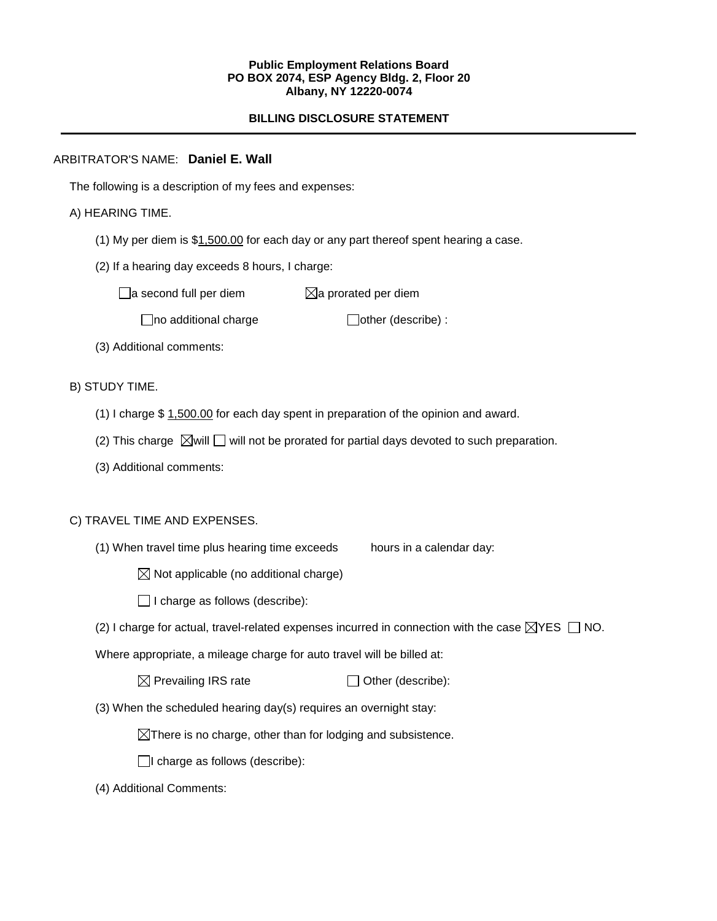**Public Employment Relations Board**
**PO BOX 2074, ESP Agency Bldg. 2, Floor 20**
**Albany, NY 12220-0074**

**BILLING DISCLOSURE STATEMENT**

---

ARBITRATOR'S NAME: **Daniel E. Wall**

The following is a description of my fees and expenses:

A) HEARING TIME.

(1) My per diem is $1,500.00 for each day or any part thereof spent hearing a case.

(2) If a hearing day exceeds 8 hours, I charge:

☐ a second full per diem ☒ a prorated per diem

☐ no additional charge ☐ other (describe) :

(3) Additional comments:

B) STUDY TIME.

(1) I charge $ 1,500.00 for each day spent in preparation of the opinion and award.

(2) This charge ☒ will ☐ will not be prorated for partial days devoted to such preparation.

(3) Additional comments:

C) TRAVEL TIME AND EXPENSES.

(1) When travel time plus hearing time exceeds hours in a calendar day:

☒ Not applicable (no additional charge)

☐ I charge as follows (describe):

(2) I charge for actual, travel-related expenses incurred in connection with the case ☒ YES ☐ NO.

Where appropriate, a mileage charge for auto travel will be billed at:

☒ Prevailing IRS rate ☐ Other (describe):

(3) When the scheduled hearing day(s) requires an overnight stay:

☒ There is no charge, other than for lodging and subsistence.

☐ I charge as follows (describe):

(4) Additional Comments: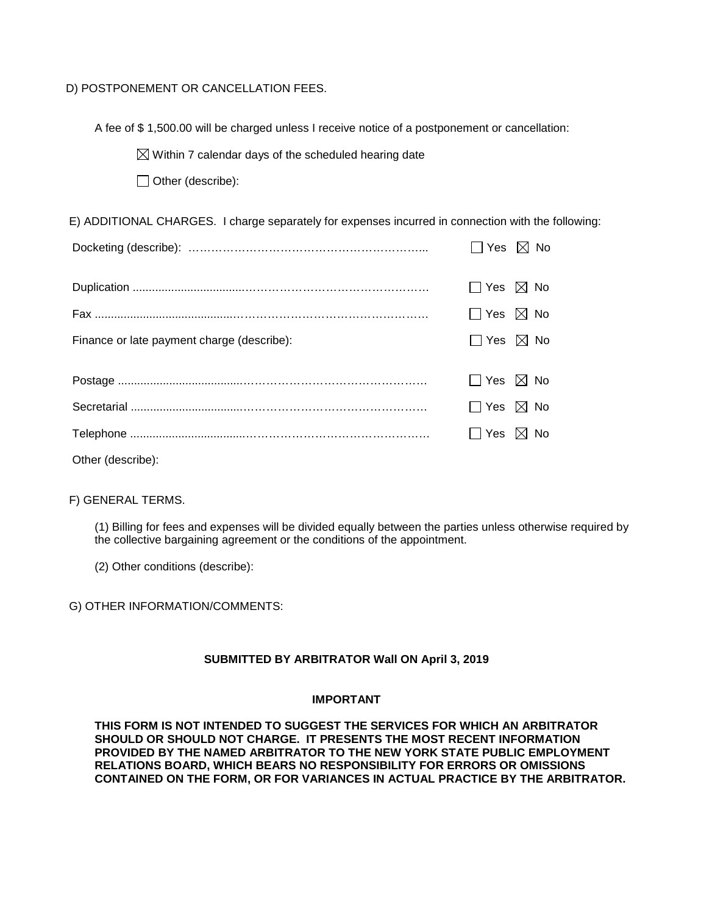D) POSTPONEMENT OR CANCELLATION FEES.

A fee of $ 1,500.00 will be charged unless I receive notice of a postponement or cancellation:

☒ Within 7 calendar days of the scheduled hearing date

☐ Other (describe):

E) ADDITIONAL CHARGES. I charge separately for expenses incurred in connection with the following:

| | |
|---|---|
| Docketing (describe): | ☐ Yes ☒ No |
| Duplication | ☐ Yes ☒ No |
| Fax | ☐ Yes ☒ No |
| Finance or late payment charge (describe): | ☐ Yes ☒ No |
| Postage | ☐ Yes ☒ No |
| Secretarial | ☐ Yes ☒ No |
| Telephone | ☐ Yes ☒ No |

Other (describe):

F) GENERAL TERMS.

(1) Billing for fees and expenses will be divided equally between the parties unless otherwise required by the collective bargaining agreement or the conditions of the appointment.

(2) Other conditions (describe):

G) OTHER INFORMATION/COMMENTS:

**SUBMITTED BY ARBITRATOR Wall ON April 3, 2019**

**IMPORTANT**

**THIS FORM IS NOT INTENDED TO SUGGEST THE SERVICES FOR WHICH AN ARBITRATOR SHOULD OR SHOULD NOT CHARGE. IT PRESENTS THE MOST RECENT INFORMATION PROVIDED BY THE NAMED ARBITRATOR TO THE NEW YORK STATE PUBLIC EMPLOYMENT RELATIONS BOARD, WHICH BEARS NO RESPONSIBILITY FOR ERRORS OR OMISSIONS CONTAINED ON THE FORM, OR FOR VARIANCES IN ACTUAL PRACTICE BY THE ARBITRATOR.**